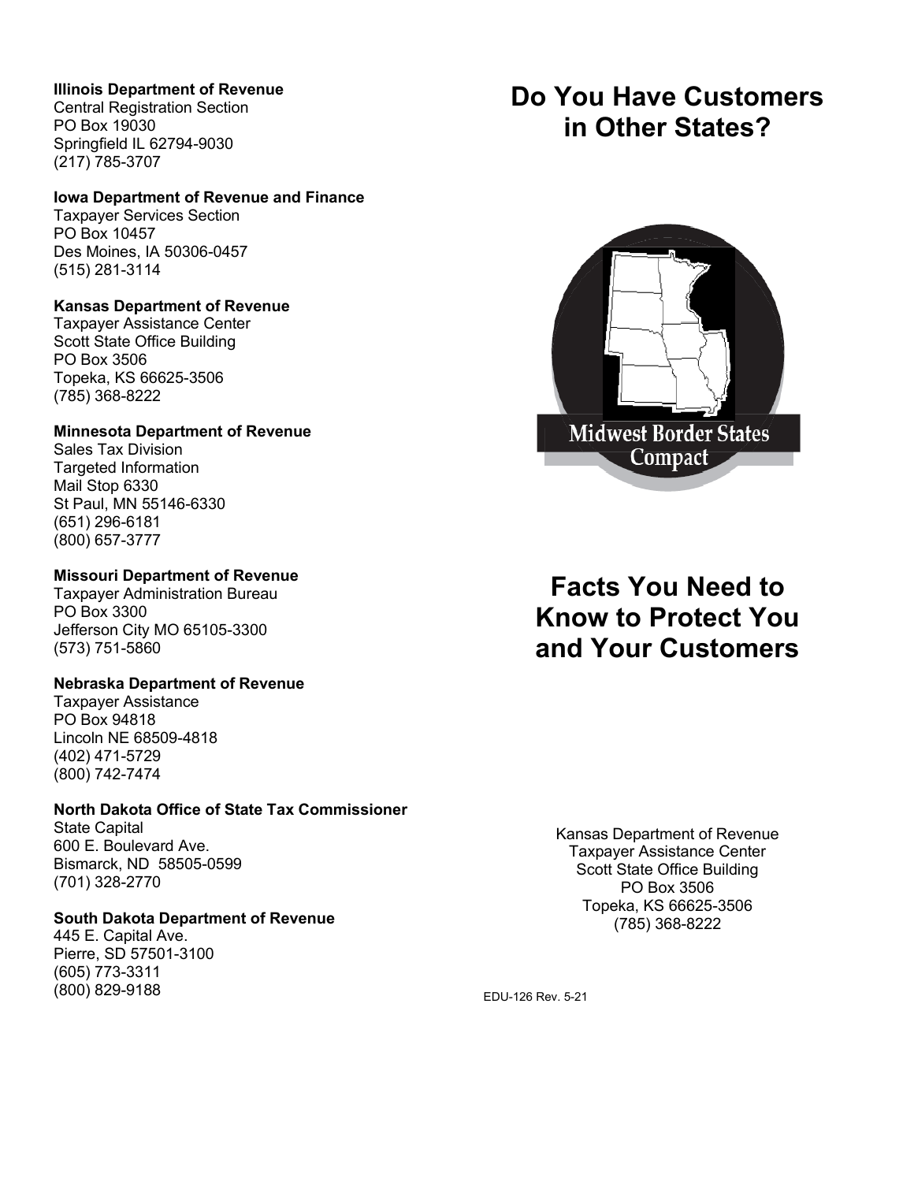**Illinois Department of Revenue**
Central Registration Section
PO Box 19030
Springfield IL 62794-9030
(217) 785-3707

**Iowa Department of Revenue and Finance**
Taxpayer Services Section
PO Box 10457
Des Moines, IA 50306-0457
(515) 281-3114

**Kansas Department of Revenue**
Taxpayer Assistance Center
Scott State Office Building
PO Box 3506
Topeka, KS 66625-3506
(785) 368-8222

**Minnesota Department of Revenue**
Sales Tax Division
Targeted Information
Mail Stop 6330
St Paul, MN 55146-6330
(651) 296-6181
(800) 657-3777

**Missouri Department of Revenue**
Taxpayer Administration Bureau
PO Box 3300
Jefferson City MO 65105-3300
(573) 751-5860

**Nebraska Department of Revenue**
Taxpayer Assistance
PO Box 94818
Lincoln NE 68509-4818
(402) 471-5729
(800) 742-7474

**North Dakota Office of State Tax Commissioner**
State Capital
600 E. Boulevard Ave.
Bismarck, ND 58505-0599
(701) 328-2770

**South Dakota Department of Revenue**
445 E. Capital Ave.
Pierre, SD 57501-3100
(605) 773-3311
(800) 829-9188

# Do You Have Customers in Other States?

Midwest Border States Compact

# Facts You Need to Know to Protect You and Your Customers

Kansas Department of Revenue
Taxpayer Assistance Center
Scott State Office Building
PO Box 3506
Topeka, KS 66625-3506
(785) 368-8222

EDU-126 Rev. 5-21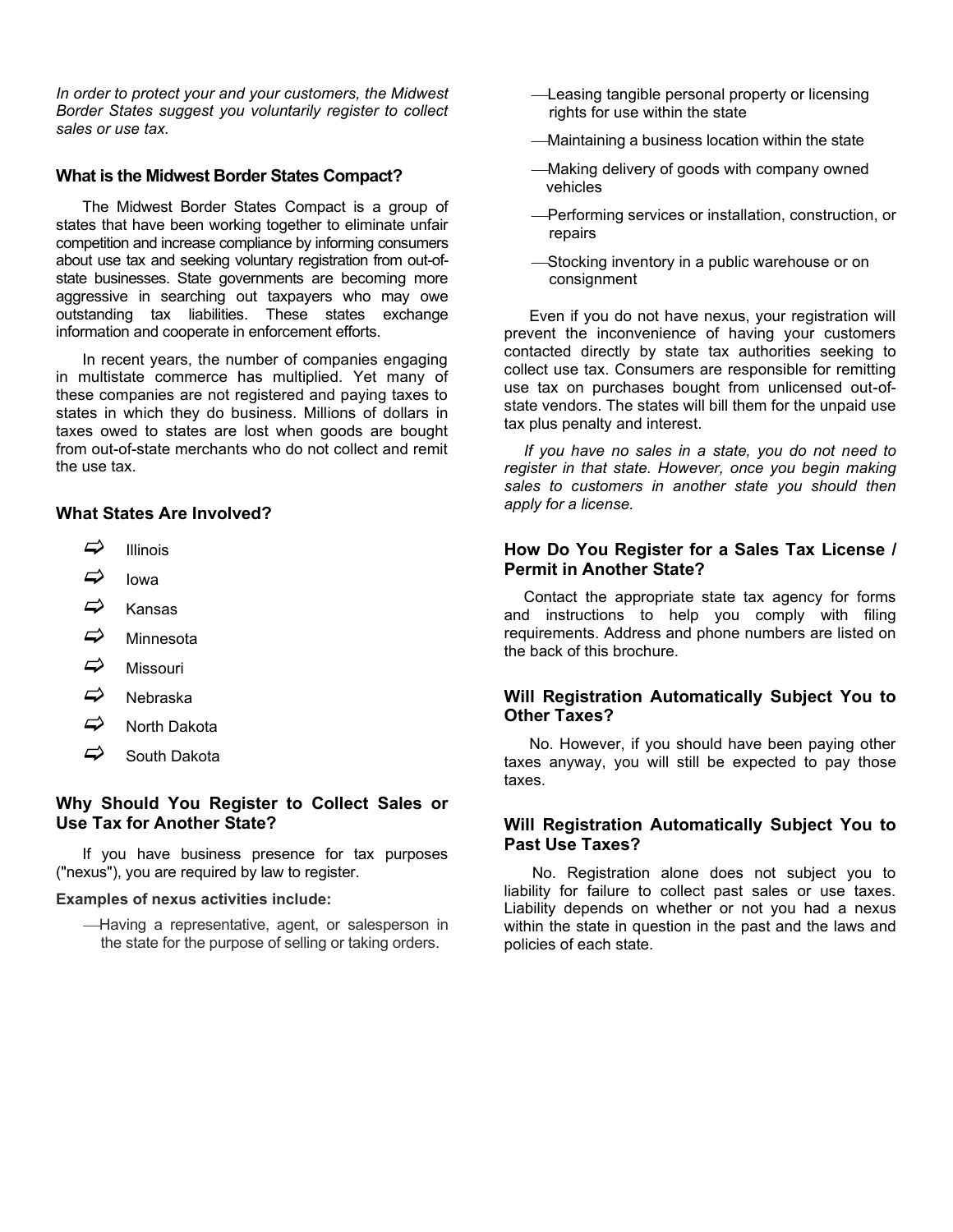*In order to protect your and your customers, the Midwest Border States suggest you voluntarily register to collect sales or use tax.*

### What is the Midwest Border States Compact?

The Midwest Border States Compact is a group of states that have been working together to eliminate unfair competition and increase compliance by informing consumers about use tax and seeking voluntary registration from out-of-state businesses. State governments are becoming more aggressive in searching out taxpayers who may owe outstanding tax liabilities. These states exchange information and cooperate in enforcement efforts.

In recent years, the number of companies engaging in multistate commerce has multiplied. Yet many of these companies are not registered and paying taxes to states in which they do business. Millions of dollars in taxes owed to states are lost when goods are bought from out-of-state merchants who do not collect and remit the use tax.

### What States Are Involved?

- Illinois
- Iowa
- Kansas
- Minnesota
- Missouri
- Nebraska
- North Dakota
- South Dakota

### Why Should You Register to Collect Sales or Use Tax for Another State?

If you have business presence for tax purposes ("nexus"), you are required by law to register.

**Examples of nexus activities include:**

- Having a representative, agent, or salesperson in the state for the purpose of selling or taking orders.
- Leasing tangible personal property or licensing rights for use within the state
- Maintaining a business location within the state
- Making delivery of goods with company owned vehicles
- Performing services or installation, construction, or repairs
- Stocking inventory in a public warehouse or on consignment

Even if you do not have nexus, your registration will prevent the inconvenience of having your customers contacted directly by state tax authorities seeking to collect use tax. Consumers are responsible for remitting use tax on purchases bought from unlicensed out-of-state vendors. The states will bill them for the unpaid use tax plus penalty and interest.

*If you have no sales in a state, you do not need to register in that state. However, once you begin making sales to customers in another state you should then apply for a license.*

### How Do You Register for a Sales Tax License / Permit in Another State?

Contact the appropriate state tax agency for forms and instructions to help you comply with filing requirements. Address and phone numbers are listed on the back of this brochure.

### Will Registration Automatically Subject You to Other Taxes?

No. However, if you should have been paying other taxes anyway, you will still be expected to pay those taxes.

### Will Registration Automatically Subject You to Past Use Taxes?

No. Registration alone does not subject you to liability for failure to collect past sales or use taxes. Liability depends on whether or not you had a nexus within the state in question in the past and the laws and policies of each state.